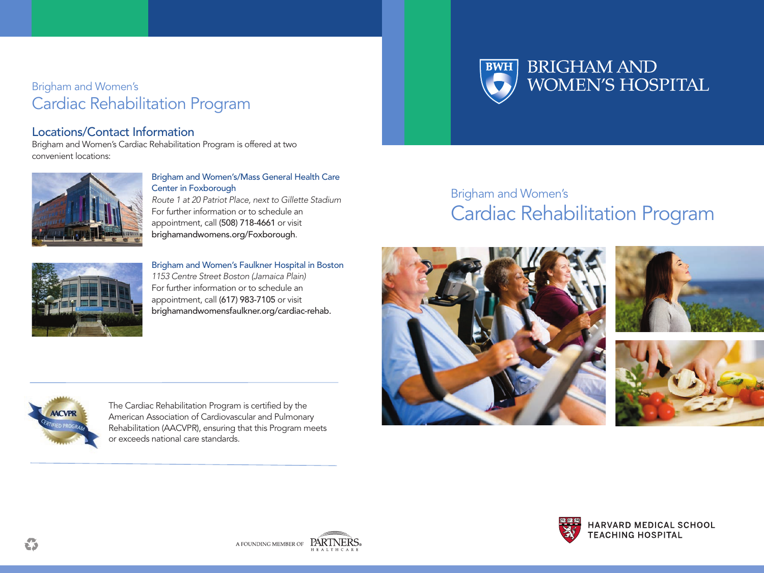Brigham and Women's

# Cardiac Rehabilitation Program

## Locations/Contact Information

Brigham and Women's Cardiac Rehabilitation Program is offered at two convenient locations:

### Brigham and Women's/Mass General Health Care Center in Foxborough

*Route 1 at 20 Patriot Place, next to Gillette Stadium*

For further information or to schedule an appointment, call (508) 718-4661 or visit brighamandwomens.org/Foxborough.

### Brigham and Women's Faulkner Hospital in Boston

*1153 Centre Street Boston (Jamaica Plain)*

For further information or to schedule an appointment, call (617) 983-7105 or visit brighamandwomensfaulkner.org/cardiac-rehab.

The Cardiac Rehabilitation Program is certified by the American Association of Cardiovascular and Pulmonary Rehabilitation (AACVPR), ensuring that this Program meets or exceeds national care standards.

A FOUNDING MEMBER OF PARTNERS HEALTHCARE

BRIGHAM AND WOMEN'S HOSPITAL

Brigham and Women's

# Cardiac Rehabilitation Program

HARVARD MEDICAL SCHOOL TEACHING HOSPITAL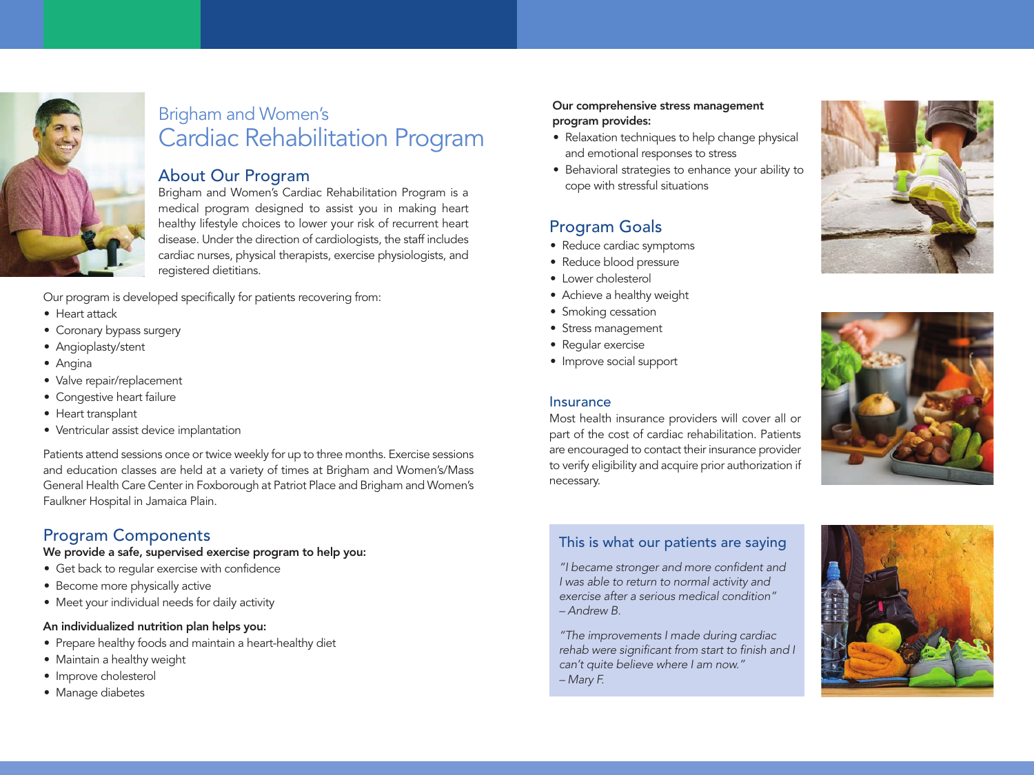Brigham and Women's

# Cardiac Rehabilitation Program

## About Our Program

Brigham and Women's Cardiac Rehabilitation Program is a medical program designed to assist you in making heart healthy lifestyle choices to lower your risk of recurrent heart disease. Under the direction of cardiologists, the staff includes cardiac nurses, physical therapists, exercise physiologists, and registered dietitians.

Our program is developed specifically for patients recovering from:

- Heart attack
- Coronary bypass surgery
- Angioplasty/stent
- Angina
- Valve repair/replacement
- Congestive heart failure
- Heart transplant
- Ventricular assist device implantation

Patients attend sessions once or twice weekly for up to three months. Exercise sessions and education classes are held at a variety of times at Brigham and Women's/Mass General Health Care Center in Foxborough at Patriot Place and Brigham and Women's Faulkner Hospital in Jamaica Plain.

## Program Components

**We provide a safe, supervised exercise program to help you:**

- Get back to regular exercise with confidence
- Become more physically active
- Meet your individual needs for daily activity

**An individualized nutrition plan helps you:**

- Prepare healthy foods and maintain a heart-healthy diet
- Maintain a healthy weight
- Improve cholesterol
- Manage diabetes

**Our comprehensive stress management program provides:**

- Relaxation techniques to help change physical and emotional responses to stress
- Behavioral strategies to enhance your ability to cope with stressful situations

## Program Goals

- Reduce cardiac symptoms
- Reduce blood pressure
- Lower cholesterol
- Achieve a healthy weight
- Smoking cessation
- Stress management
- Regular exercise
- Improve social support

### Insurance

Most health insurance providers will cover all or part of the cost of cardiac rehabilitation. Patients are encouraged to contact their insurance provider to verify eligibility and acquire prior authorization if necessary.

### This is what our patients are saying

*"I became stronger and more confident and I was able to return to normal activity and exercise after a serious medical condition"*
*– Andrew B.*

*"The improvements I made during cardiac rehab were significant from start to finish and I can't quite believe where I am now."*
*– Mary F.*